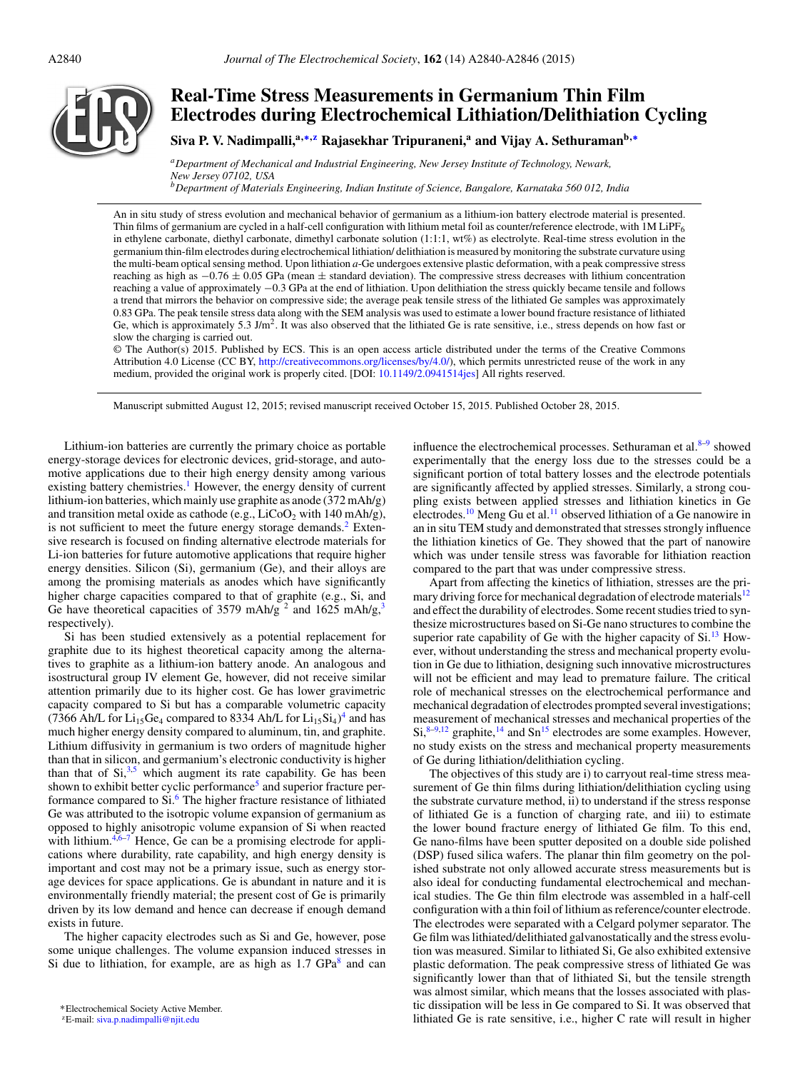# Real-Time Stress Measurements in Germanium Thin Film Electrodes during Electrochemical Lithiation/Delithiation Cycling

**Siva P. V. Nadimpalli,[a,*,z] Rajasekhar Tripuraneni,[a] and Vijay A. Sethuraman[b,*]**

[a] *Department of Mechanical and Industrial Engineering, New Jersey Institute of Technology, Newark, New Jersey 07102, USA*
[b] *Department of Materials Engineering, Indian Institute of Science, Bangalore, Karnataka 560 012, India*

An in situ study of stress evolution and mechanical behavior of germanium as a lithium-ion battery electrode material is presented. Thin films of germanium are cycled in a half-cell configuration with lithium metal foil as counter/reference electrode, with 1M $LiPF_6$ in ethylene carbonate, diethyl carbonate, dimethyl carbonate solution (1:1:1, wt%) as electrolyte. Real-time stress evolution in the germanium thin-film electrodes during electrochemical lithiation/ delithiation is measured by monitoring the substrate curvature using the multi-beam optical sensing method. Upon lithiation *a*-Ge undergoes extensive plastic deformation, with a peak compressive stress reaching as high as −0.76 ± 0.05 GPa (mean ± standard deviation). The compressive stress decreases with lithium concentration reaching a value of approximately −0.3 GPa at the end of lithiation. Upon delithiation the stress quickly became tensile and follows a trend that mirrors the behavior on compressive side; the average peak tensile stress of the lithiated Ge samples was approximately 0.83 GPa. The peak tensile stress data along with the SEM analysis was used to estimate a lower bound fracture resistance of lithiated Ge, which is approximately 5.3 J/m$^2$. It was also observed that the lithiated Ge is rate sensitive, i.e., stress depends on how fast or slow the charging is carried out.

© The Author(s) 2015. Published by ECS. This is an open access article distributed under the terms of the Creative Commons Attribution 4.0 License (CC BY, http://creativecommons.org/licenses/by/4.0/), which permits unrestricted reuse of the work in any medium, provided the original work is properly cited. [DOI: 10.1149/2.0941514jes] All rights reserved.

Manuscript submitted August 12, 2015; revised manuscript received October 15, 2015. Published October 28, 2015.

Lithium-ion batteries are currently the primary choice as portable energy-storage devices for electronic devices, grid-storage, and automotive applications due to their high energy density among various existing battery chemistries.[1] However, the energy density of current lithium-ion batteries, which mainly use graphite as anode (372 mAh/g) and transition metal oxide as cathode (e.g., $LiCoO_2$ with 140 mAh/g), is not sufficient to meet the future energy storage demands.[2] Extensive research is focused on finding alternative electrode materials for Li-ion batteries for future automotive applications that require higher energy densities. Silicon (Si), germanium (Ge), and their alloys are among the promising materials as anodes which have significantly higher charge capacities compared to that of graphite (e.g., Si, and Ge have theoretical capacities of 3579 mAh/g [2] and 1625 mAh/g,[3] respectively).

Si has been studied extensively as a potential replacement for graphite due to its highest theoretical capacity among the alternatives to graphite as a lithium-ion battery anode. An analogous and isostructural group IV element Ge, however, did not receive similar attention primarily due to its higher cost. Ge has lower gravimetric capacity compared to Si but has a comparable volumetric capacity (7366 Ah/L for $Li_{15}Ge_4$ compared to 8334 Ah/L for $Li_{15}Si_4$)[4] and has much higher energy density compared to aluminum, tin, and graphite. Lithium diffusivity in germanium is two orders of magnitude higher than that in silicon, and germanium's electronic conductivity is higher than that of Si,[3,5] which augment its rate capability. Ge has been shown to exhibit better cyclic performance[5] and superior fracture performance compared to Si.[6] The higher fracture resistance of lithiated Ge was attributed to the isotropic volume expansion of germanium as opposed to highly anisotropic volume expansion of Si when reacted with lithium.[4,6–7] Hence, Ge can be a promising electrode for applications where durability, rate capability, and high energy density is important and cost may not be a primary issue, such as energy storage devices for space applications. Ge is abundant in nature and it is environmentally friendly material; the present cost of Ge is primarily driven by its low demand and hence can decrease if enough demand exists in future.

The higher capacity electrodes such as Si and Ge, however, pose some unique challenges. The volume expansion induced stresses in Si due to lithiation, for example, are as high as 1.7 GPa[8] and can influence the electrochemical processes. Sethuraman et al.[8–9] showed experimentally that the energy loss due to the stresses could be a significant portion of total battery losses and the electrode potentials are significantly affected by applied stresses. Similarly, a strong coupling exists between applied stresses and lithiation kinetics in Ge electrodes.[10] Meng Gu et al.[11] observed lithiation of a Ge nanowire in an in situ TEM study and demonstrated that stresses strongly influence the lithiation kinetics of Ge. They showed that the part of nanowire which was under tensile stress was favorable for lithiation reaction compared to the part that was under compressive stress.

Apart from affecting the kinetics of lithiation, stresses are the primary driving force for mechanical degradation of electrode materials[12] and effect the durability of electrodes. Some recent studies tried to synthesize microstructures based on Si-Ge nano structures to combine the superior rate capability of Ge with the higher capacity of Si.[13] However, without understanding the stress and mechanical property evolution in Ge due to lithiation, designing such innovative microstructures will not be efficient and may lead to premature failure. The critical role of mechanical stresses on the electrochemical performance and mechanical degradation of electrodes prompted several investigations; measurement of mechanical stresses and mechanical properties of the Si,[8–9,12] graphite,[14] and Sn[15] electrodes are some examples. However, no study exists on the stress and mechanical property measurements of Ge during lithiation/delithiation cycling.

The objectives of this study are i) to carryout real-time stress measurement of Ge thin films during lithiation/delithiation cycling using the substrate curvature method, ii) to understand if the stress response of lithiated Ge is a function of charging rate, and iii) to estimate the lower bound fracture energy of lithiated Ge film. To this end, Ge nano-films have been sputter deposited on a double side polished (DSP) fused silica wafers. The planar thin film geometry on the polished substrate not only allowed accurate stress measurements but is also ideal for conducting fundamental electrochemical and mechanical studies. The Ge thin film electrode was assembled in a half-cell configuration with a thin foil of lithium as reference/counter electrode. The electrodes were separated with a Celgard polymer separator. The Ge film was lithiated/delithiated galvanostatically and the stress evolution was measured. Similar to lithiated Si, Ge also exhibited extensive plastic deformation. The peak compressive stress of lithiated Ge was significantly lower than that of lithiated Si, but the tensile strength was almost similar, which means that the losses associated with plastic dissipation will be less in Ge compared to Si. It was observed that lithiated Ge is rate sensitive, i.e., higher C rate will result in higher

*Electrochemical Society Active Member.
[z]E-mail: siva.p.nadimpalli@njit.edu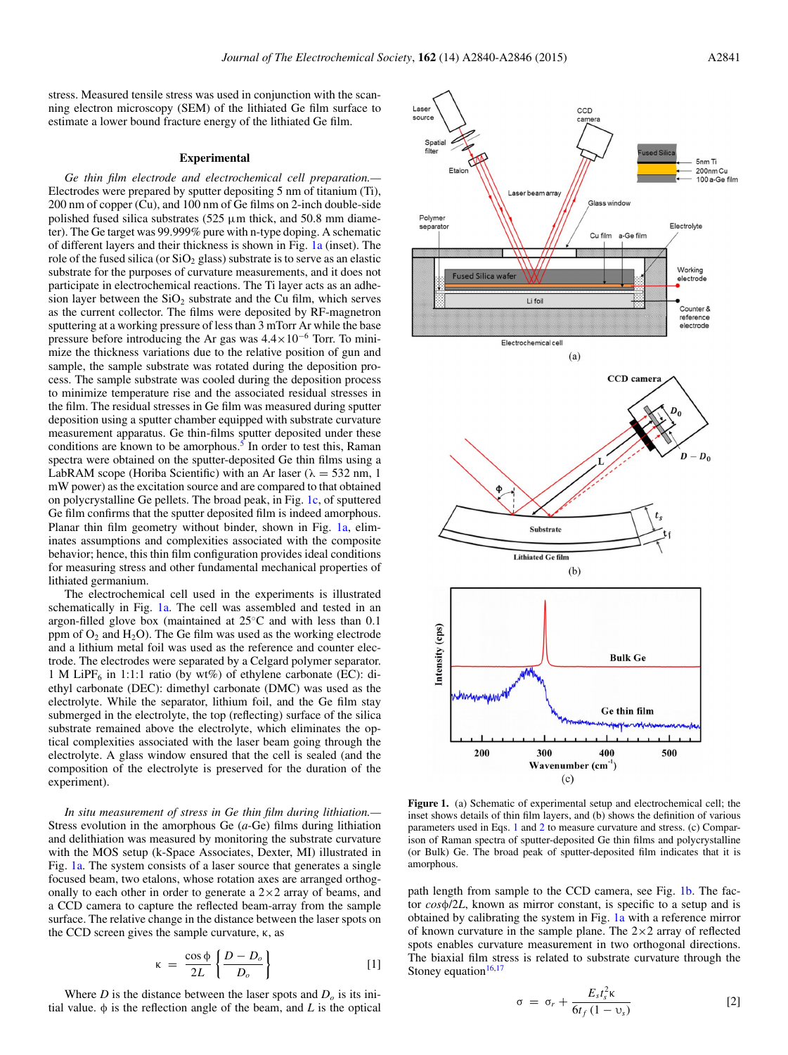stress. Measured tensile stress was used in conjunction with the scanning electron microscopy (SEM) of the lithiated Ge film surface to estimate a lower bound fracture energy of the lithiated Ge film.

## Experimental

*Ge thin film electrode and electrochemical cell preparation.*— Electrodes were prepared by sputter depositing 5 nm of titanium (Ti), 200 nm of copper (Cu), and 100 nm of Ge films on 2-inch double-side polished fused silica substrates (525 μm thick, and 50.8 mm diameter). The Ge target was 99.999% pure with n-type doping. A schematic of different layers and their thickness is shown in Fig. 1a (inset). The role of the fused silica (or $SiO_2$ glass) substrate is to serve as an elastic substrate for the purposes of curvature measurements, and it does not participate in electrochemical reactions. The Ti layer acts as an adhesion layer between the $SiO_2$ substrate and the Cu film, which serves as the current collector. The films were deposited by RF-magnetron sputtering at a working pressure of less than 3 mTorr Ar while the base pressure before introducing the Ar gas was $4.4\times10^{-6}$ Torr. To minimize the thickness variations due to the relative position of gun and sample, the sample substrate was rotated during the deposition process. The sample substrate was cooled during the deposition process to minimize temperature rise and the associated residual stresses in the film. The residual stresses in Ge film was measured during sputter deposition using a sputter chamber equipped with substrate curvature measurement apparatus. Ge thin-films sputter deposited under these conditions are known to be amorphous.[5] In order to test this, Raman spectra were obtained on the sputter-deposited Ge thin films using a LabRAM scope (Horiba Scientific) with an Ar laser (λ = 532 nm, 1 mW power) as the excitation source and are compared to that obtained on polycrystalline Ge pellets. The broad peak, in Fig. 1c, of sputtered Ge film confirms that the sputter deposited film is indeed amorphous. Planar thin film geometry without binder, shown in Fig. 1a, eliminates assumptions and complexities associated with the composite behavior; hence, this thin film configuration provides ideal conditions for measuring stress and other fundamental mechanical properties of lithiated germanium.

The electrochemical cell used in the experiments is illustrated schematically in Fig. 1a. The cell was assembled and tested in an argon-filled glove box (maintained at 25°C and with less than 0.1 ppm of $O_2$ and $H_2O$). The Ge film was used as the working electrode and a lithium metal foil was used as the reference and counter electrode. The electrodes were separated by a Celgard polymer separator. 1 M $LiPF_6$ in 1:1:1 ratio (by wt%) of ethylene carbonate (EC): diethyl carbonate (DEC): dimethyl carbonate (DMC) was used as the electrolyte. While the separator, lithium foil, and the Ge film stay submerged in the electrolyte, the top (reflecting) surface of the silica substrate remained above the electrolyte, which eliminates the optical complexities associated with the laser beam going through the electrolyte. A glass window ensured that the cell is sealed (and the composition of the electrolyte is preserved for the duration of the experiment).

*In situ measurement of stress in Ge thin film during lithiation.*— Stress evolution in the amorphous Ge (*a*-Ge) films during lithiation and delithiation was measured by monitoring the substrate curvature with the MOS setup (k-Space Associates, Dexter, MI) illustrated in Fig. 1a. The system consists of a laser source that generates a single focused beam, two etalons, whose rotation axes are arranged orthogonally to each other in order to generate a 2×2 array of beams, and a CCD camera to capture the reflected beam-array from the sample surface. The relative change in the distance between the laser spots on the CCD screen gives the sample curvature, κ, as

$$\kappa = \frac{\cos\phi}{2L}\left\{\frac{D-D_o}{D_o}\right\} \qquad [1]$$

Where $D$ is the distance between the laser spots and $D_o$ is its initial value. ϕ is the reflection angle of the beam, and $L$ is the optical path length from sample to the CCD camera, see Fig. 1b. The factor $\cos\phi/2L$, known as mirror constant, is specific to a setup and is obtained by calibrating the system in Fig. 1a with a reference mirror of known curvature in the sample plane. The 2×2 array of reflected spots enables curvature measurement in two orthogonal directions. The biaxial film stress is related to substrate curvature through the Stoney equation[16,17]

$$\sigma = \sigma_r + \frac{E_s t_s^2 \kappa}{6 t_f (1-\upsilon_s)} \qquad [2]$$

Figure 1. (a) Schematic of experimental setup and electrochemical cell; the inset shows details of thin film layers, and (b) shows the definition of various parameters used in Eqs. 1 and 2 to measure curvature and stress. (c) Comparison of Raman spectra of sputter-deposited Ge thin films and polycrystalline (or Bulk) Ge. The broad peak of sputter-deposited film indicates that it is amorphous.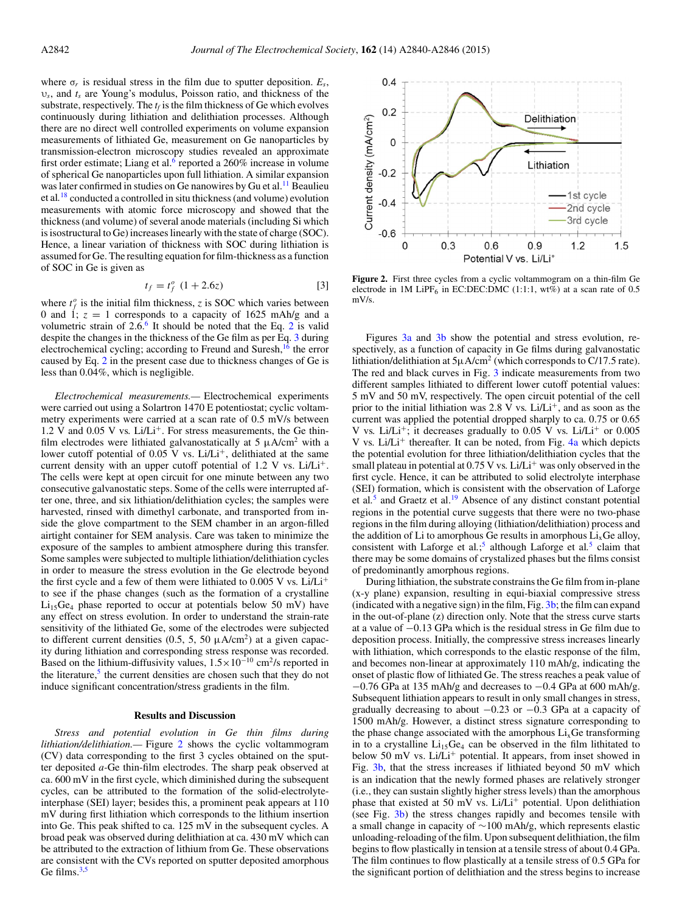where $\sigma_r$ is residual stress in the film due to sputter deposition. $E_s$, $\upsilon_s$, and $t_s$ are Young's modulus, Poisson ratio, and thickness of the substrate, respectively. The $t_f$ is the film thickness of Ge which evolves continuously during lithiation and delithiation processes. Although there are no direct well controlled experiments on volume expansion measurements of lithiated Ge, measurement on Ge nanoparticles by transmission-electron microscopy studies revealed an approximate first order estimate; Liang et al.[6] reported a 260% increase in volume of spherical Ge nanoparticles upon full lithiation. A similar expansion was later confirmed in studies on Ge nanowires by Gu et al.[11] Beaulieu et al.[18] conducted a controlled in situ thickness (and volume) evolution measurements with atomic force microscopy and showed that the thickness (and volume) of several anode materials (including Si which is isostructural to Ge) increases linearly with the state of charge (SOC). Hence, a linear variation of thickness with SOC during lithiation is assumed for Ge. The resulting equation for film-thickness as a function of SOC in Ge is given as

$$t_f = t_f^o\ (1 + 2.6z) \qquad [3]$$

where $t_f^o$ is the initial film thickness, $z$ is SOC which varies between 0 and 1; $z = 1$ corresponds to a capacity of 1625 mAh/g and a volumetric strain of 2.6.[6] It should be noted that the Eq. 2 is valid despite the changes in the thickness of the Ge film as per Eq. 3 during electrochemical cycling; according to Freund and Suresh,[16] the error caused by Eq. 2 in the present case due to thickness changes of Ge is less than 0.04%, which is negligible.

*Electrochemical measurements.*— Electrochemical experiments were carried out using a Solartron 1470 E potentiostat; cyclic voltammetry experiments were carried at a scan rate of 0.5 mV/s between 1.2 V and 0.05 V vs. $Li/Li^+$. For stress measurements, the Ge thin-film electrodes were lithiated galvanostatically at 5 $\mu A/cm^2$ with a lower cutoff potential of 0.05 V vs. $Li/Li^+$, delithiated at the same current density with an upper cutoff potential of 1.2 V vs. $Li/Li^+$. The cells were kept at open circuit for one minute between any two consecutive galvanostatic steps. Some of the cells were interrupted after one, three, and six lithiation/delithiation cycles; the samples were harvested, rinsed with dimethyl carbonate, and transported from inside the glove compartment to the SEM chamber in an argon-filled airtight container for SEM analysis. Care was taken to minimize the exposure of the samples to ambient atmosphere during this transfer. Some samples were subjected to multiple lithiation/delithiation cycles in order to measure the stress evolution in the Ge electrode beyond the first cycle and a few of them were lithiated to 0.005 V vs. $Li/Li^+$ to see if the phase changes (such as the formation of a crystalline $Li_{15}Ge_4$ phase reported to occur at potentials below 50 mV) have any effect on stress evolution. In order to understand the strain-rate sensitivity of the lithiated Ge, some of the electrodes were subjected to different current densities (0.5, 5, 50 $\mu A/cm^2$) at a given capacity during lithiation and corresponding stress response was recorded. Based on the lithium-diffusivity values, $1.5\times10^{-10}$ $cm^2/s$ reported in the literature,[5] the current densities are chosen such that they do not induce significant concentration/stress gradients in the film.

## Results and Discussion

*Stress and potential evolution in Ge thin films during lithiation/delithiation.*— Figure 2 shows the cyclic voltammogram (CV) data corresponding to the first 3 cycles obtained on the sputter deposited *a*-Ge thin-film electrodes. The sharp peak observed at ca. 600 mV in the first cycle, which diminished during the subsequent cycles, can be attributed to the formation of the solid-electrolyte-interphase (SEI) layer; besides this, a prominent peak appears at 110 mV during first lithiation which corresponds to the lithium insertion into Ge. This peak shifted to ca. 125 mV in the subsequent cycles. A broad peak was observed during delithiation at ca. 430 mV which can be attributed to the extraction of lithium from Ge. These observations are consistent with the CVs reported on sputter deposited amorphous Ge films.[3,5]

**Figure 2.** First three cycles from a cyclic voltammogram on a thin-film Ge electrode in 1M $LiPF_6$ in EC:DEC:DMC (1:1:1, wt%) at a scan rate of 0.5 mV/s.

Figures 3a and 3b show the potential and stress evolution, respectively, as a function of capacity in Ge films during galvanostatic lithiation/delithiation at 5$\mu A/cm^2$ (which corresponds to C/17.5 rate). The red and black curves in Fig. 3 indicate measurements from two different samples lithiated to different lower cutoff potential values: 5 mV and 50 mV, respectively. The open circuit potential of the cell prior to the initial lithiation was 2.8 V vs. $Li/Li^+$, and as soon as the current was applied the potential dropped sharply to ca. 0.75 or 0.65 V vs. $Li/Li^+$; it decreases gradually to 0.05 V vs. $Li/Li^+$ or 0.005 V vs. $Li/Li^+$ thereafter. It can be noted, from Fig. 4a which depicts the potential evolution for three lithiation/delithiation cycles that the small plateau in potential at 0.75 V vs. $Li/Li^+$ was only observed in the first cycle. Hence, it can be attributed to solid electrolyte interphase (SEI) formation, which is consistent with the observation of Laforge et al.[5] and Graetz et al.[19] Absence of any distinct constant potential regions in the potential curve suggests that there were no two-phase regions in the film during alloying (lithiation/delithiation) process and the addition of Li to amorphous Ge results in amorphous $Li_xGe$ alloy, consistent with Laforge et al.;[5] although Laforge et al.[5] claim that there may be some domains of crystalized phases but the films consist of predominantly amorphous regions.

During lithiation, the substrate constrains the Ge film from in-plane (x-y plane) expansion, resulting in equi-biaxial compressive stress (indicated with a negative sign) in the film, Fig. 3b; the film can expand in the out-of-plane (z) direction only. Note that the stress curve starts at a value of −0.13 GPa which is the residual stress in Ge film due to deposition process. Initially, the compressive stress increases linearly with lithiation, which corresponds to the elastic response of the film, and becomes non-linear at approximately 110 mAh/g, indicating the onset of plastic flow of lithiated Ge. The stress reaches a peak value of −0.76 GPa at 135 mAh/g and decreases to −0.4 GPa at 600 mAh/g. Subsequent lithiation appears to result in only small changes in stress, gradually decreasing to about −0.23 or −0.3 GPa at a capacity of 1500 mAh/g. However, a distinct stress signature corresponding to the phase change associated with the amorphous $Li_xGe$ transforming in to a crystalline $Li_{15}Ge_4$ can be observed in the film lithitated to below 50 mV vs. $Li/Li^+$ potential. It appears, from inset showed in Fig. 3b, that the stress increases if lithiated beyond 50 mV which is an indication that the newly formed phases are relatively stronger (i.e., they can sustain slightly higher stress levels) than the amorphous phase that existed at 50 mV vs. $Li/Li^+$ potential. Upon delithiation (see Fig. 3b) the stress changes rapidly and becomes tensile with a small change in capacity of ∼100 mAh/g, which represents elastic unloading-reloading of the film. Upon subsequent delithiation, the film begins to flow plastically in tension at a tensile stress of about 0.4 GPa. The film continues to flow plastically at a tensile stress of 0.5 GPa for the significant portion of delithiation and the stress begins to increase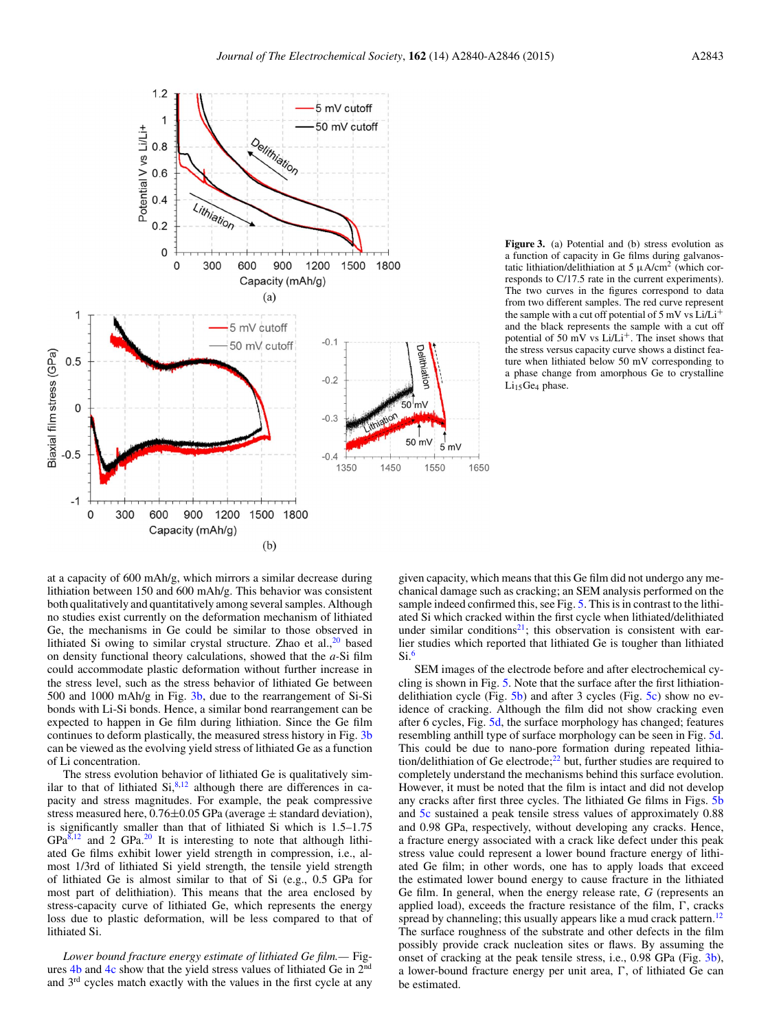**Figure 3.** (a) Potential and (b) stress evolution as a function of capacity in Ge films during galvanostatic lithiation/delithiation at 5 $\mu A/cm^2$ (which corresponds to C/17.5 rate in the current experiments). The two curves in the figures correspond to data from two different samples. The red curve represent the sample with a cut off potential of 5 mV vs $Li/Li^+$ and the black represents the sample with a cut off potential of 50 mV vs $Li/Li^+$. The inset shows that the stress versus capacity curve shows a distinct feature when lithiated below 50 mV corresponding to a phase change from amorphous Ge to crystalline $Li_{15}Ge_4$ phase.

at a capacity of 600 mAh/g, which mirrors a similar decrease during lithiation between 150 and 600 mAh/g. This behavior was consistent both qualitatively and quantitatively among several samples. Although no studies exist currently on the deformation mechanism of lithiated Ge, the mechanisms in Ge could be similar to those observed in lithiated Si owing to similar crystal structure. Zhao et al.,[20] based on density functional theory calculations, showed that the *a*-Si film could accommodate plastic deformation without further increase in the stress level, such as the stress behavior of lithiated Ge between 500 and 1000 mAh/g in Fig. 3b, due to the rearrangement of Si-Si bonds with Li-Si bonds. Hence, a similar bond rearrangement can be expected to happen in Ge film during lithiation. Since the Ge film continues to deform plastically, the measured stress history in Fig. 3b can be viewed as the evolving yield stress of lithiated Ge as a function of Li concentration.

The stress evolution behavior of lithiated Ge is qualitatively similar to that of lithiated Si,[8,12] although there are differences in capacity and stress magnitudes. For example, the peak compressive stress measured here, 0.76±0.05 GPa (average ± standard deviation), is significantly smaller than that of lithiated Si which is 1.5–1.75 GPa[8,12] and 2 GPa.[20] It is interesting to note that although lithiated Ge films exhibit lower yield strength in compression, i.e., almost 1/3rd of lithiated Si yield strength, the tensile yield strength of lithiated Ge is almost similar to that of Si (e.g., 0.5 GPa for most part of delithiation). This means that the area enclosed by stress-capacity curve of lithiated Ge, which represents the energy loss due to plastic deformation, will be less compared to that of lithiated Si.

*Lower bound fracture energy estimate of lithiated Ge film.*— Figures 4b and 4c show that the yield stress values of lithiated Ge in 2nd and 3rd cycles match exactly with the values in the first cycle at any given capacity, which means that this Ge film did not undergo any mechanical damage such as cracking; an SEM analysis performed on the sample indeed confirmed this, see Fig. 5. This is in contrast to the lithiated Si which cracked within the first cycle when lithiated/delithiated under similar conditions[21]; this observation is consistent with earlier studies which reported that lithiated Ge is tougher than lithiated Si.[6]

SEM images of the electrode before and after electrochemical cycling is shown in Fig. 5. Note that the surface after the first lithiation-delithiation cycle (Fig. 5b) and after 3 cycles (Fig. 5c) show no evidence of cracking. Although the film did not show cracking even after 6 cycles, Fig. 5d, the surface morphology has changed; features resembling anthill type of surface morphology can be seen in Fig. 5d. This could be due to nano-pore formation during repeated lithiation/delithiation of Ge electrode;[22] but, further studies are required to completely understand the mechanisms behind this surface evolution. However, it must be noted that the film is intact and did not develop any cracks after first three cycles. The lithiated Ge films in Figs. 5b and 5c sustained a peak tensile stress values of approximately 0.88 and 0.98 GPa, respectively, without developing any cracks. Hence, a fracture energy associated with a crack like defect under this peak stress value could represent a lower bound fracture energy of lithiated Ge film; in other words, one has to apply loads that exceed the estimated lower bound energy to cause fracture in the lithiated Ge film. In general, when the energy release rate, $G$ (represents applied load), exceeds the fracture resistance of the film, $\Gamma$, cracks spread by channeling; this usually appears like a mud crack pattern.[12] The surface roughness of the substrate and other defects in the film possibly provide crack nucleation sites or flaws. By assuming the onset of cracking at the peak tensile stress, i.e., 0.98 GPa (Fig. 3b), a lower-bound fracture energy per unit area, $\Gamma$, of lithiated Ge can be estimated.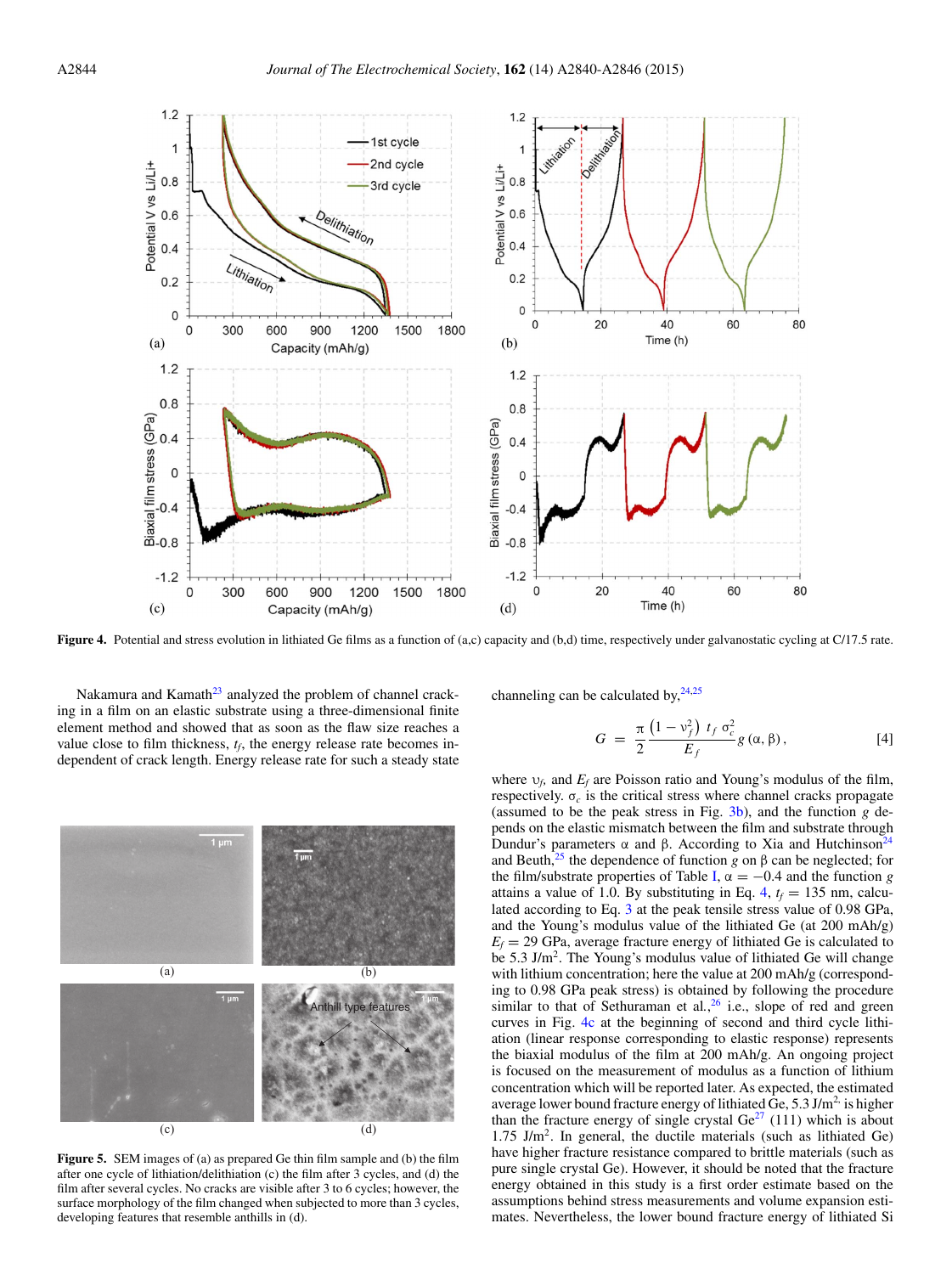**Figure 4.** Potential and stress evolution in lithiated Ge films as a function of (a,c) capacity and (b,d) time, respectively under galvanostatic cycling at C/17.5 rate.

Nakamura and Kamath[23] analyzed the problem of channel cracking in a film on an elastic substrate using a three-dimensional finite element method and showed that as soon as the flaw size reaches a value close to film thickness, $t_f$, the energy release rate becomes independent of crack length. Energy release rate for such a steady state channeling can be calculated by,[24,25]

$$G = \frac{\pi}{2} \frac{\left(1 - \upsilon_f^2\right) \, t_f \, \sigma_c^2}{E_f} g\left(\alpha, \beta\right), \qquad [4]$$

where $\upsilon_f$, and $E_f$ are Poisson ratio and Young's modulus of the film, respectively. $\sigma_c$ is the critical stress where channel cracks propagate (assumed to be the peak stress in Fig. 3b), and the function $g$ depends on the elastic mismatch between the film and substrate through Dundur's parameters $\alpha$ and $\beta$. According to Xia and Hutchinson[24] and Beuth,[25] the dependence of function $g$ on $\beta$ can be neglected; for the film/substrate properties of Table I, $\alpha = -0.4$ and the function $g$ attains a value of 1.0. By substituting in Eq. 4, $t_f$ = 135 nm, calculated according to Eq. 3 at the peak tensile stress value of 0.98 GPa, and the Young's modulus value of the lithiated Ge (at 200 mAh/g) $E_f$ = 29 GPa, average fracture energy of lithiated Ge is calculated to be 5.3 J/m$^2$. The Young's modulus value of lithiated Ge will change with lithium concentration; here the value at 200 mAh/g (corresponding to 0.98 GPa peak stress) is obtained by following the procedure similar to that of Sethuraman et al.,[26] i.e., slope of red and green curves in Fig. 4c at the beginning of second and third cycle lithiation (linear response corresponding to elastic response) represents the biaxial modulus of the film at 200 mAh/g. An ongoing project is focused on the measurement of modulus as a function of lithium concentration which will be reported later. As expected, the estimated average lower bound fracture energy of lithiated Ge, 5.3 J/m$^2$ is higher than the fracture energy of single crystal Ge[27] (111) which is about 1.75 J/m$^2$. In general, the ductile materials (such as lithiated Ge) have higher fracture resistance compared to brittle materials (such as pure single crystal Ge). However, it should be noted that the fracture energy obtained in this study is a first order estimate based on the assumptions behind stress measurements and volume expansion estimates. Nevertheless, the lower bound fracture energy of lithiated Si

**Figure 5.** SEM images of (a) as prepared Ge thin film sample and (b) the film after one cycle of lithiation/delithiation (c) the film after 3 cycles, and (d) the film after several cycles. No cracks are visible after 3 to 6 cycles; however, the surface morphology of the film changed when subjected to more than 3 cycles, developing features that resemble anthills in (d).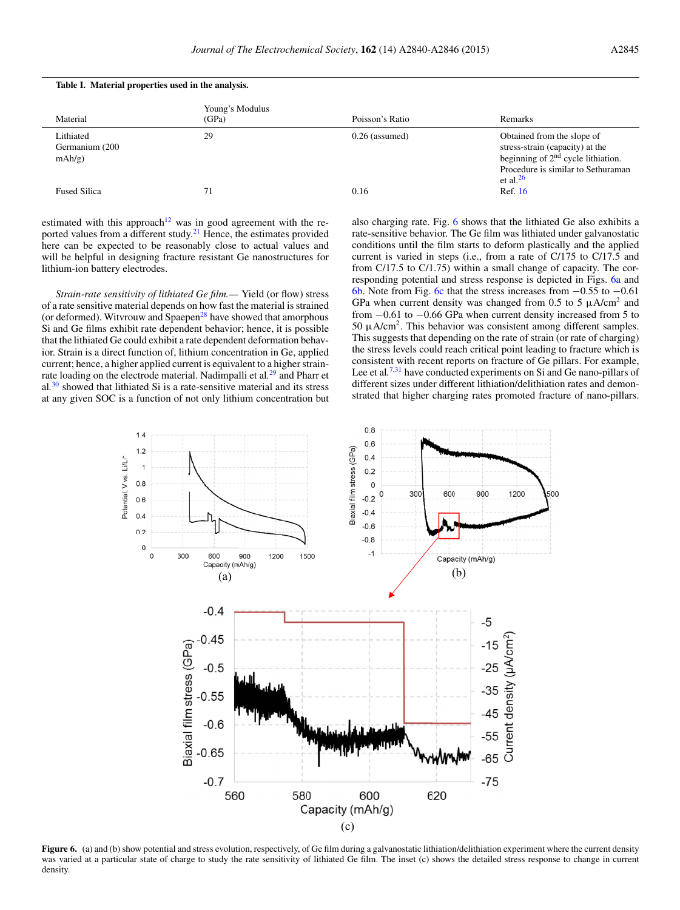**Table I. Material properties used in the analysis.**

| Material | Young's Modulus (GPa) | Poisson's Ratio | Remarks |
|---|---|---|---|
| Lithiated Germanium (200 mAh/g) | 29 | 0.26 (assumed) | Obtained from the slope of stress-strain (capacity) at the beginning of 2nd cycle lithiation. Procedure is similar to Sethuraman et al.[26] |
| Fused Silica | 71 | 0.16 | Ref. 16 |

estimated with this approach[12] was in good agreement with the reported values from a different study.[21] Hence, the estimates provided here can be expected to be reasonably close to actual values and will be helpful in designing fracture resistant Ge nanostructures for lithium-ion battery electrodes.

*Strain-rate sensitivity of lithiated Ge film.*— Yield (or flow) stress of a rate sensitive material depends on how fast the material is strained (or deformed). Witvrouw and Spaepen[28] have showed that amorphous Si and Ge films exhibit rate dependent behavior; hence, it is possible that the lithiated Ge could exhibit a rate dependent deformation behavior. Strain is a direct function of, lithium concentration in Ge, applied current; hence, a higher applied current is equivalent to a higher strain-rate loading on the electrode material. Nadimpalli et al.[29] and Pharr et al.[30] showed that lithiated Si is a rate-sensitive material and its stress at any given SOC is a function of not only lithium concentration but also charging rate. Fig. 6 shows that the lithiated Ge also exhibits a rate-sensitive behavior. The Ge film was lithiated under galvanostatic conditions until the film starts to deform plastically and the applied current is varied in steps (i.e., from a rate of C/175 to C/17.5 and from C/17.5 to C/1.75) within a small change of capacity. The corresponding potential and stress response is depicted in Figs. 6a and 6b. Note from Fig. 6c that the stress increases from −0.55 to −0.61 GPa when current density was changed from 0.5 to 5 μA/cm$^2$ and from −0.61 to −0.66 GPa when current density increased from 5 to 50 μA/cm$^2$. This behavior was consistent among different samples. This suggests that depending on the rate of strain (or rate of charging) the stress levels could reach critical point leading to fracture which is consistent with recent reports on fracture of Ge pillars. For example, Lee et al.[7,31] have conducted experiments on Si and Ge nano-pillars of different sizes under different lithiation/delithiation rates and demonstrated that higher charging rates promoted fracture of nano-pillars.

**Figure 6.** (a) and (b) show potential and stress evolution, respectively, of Ge film during a galvanostatic lithiation/delithiation experiment where the current density was varied at a particular state of charge to study the rate sensitivity of lithiated Ge film. The inset (c) shows the detailed stress response to change in current density.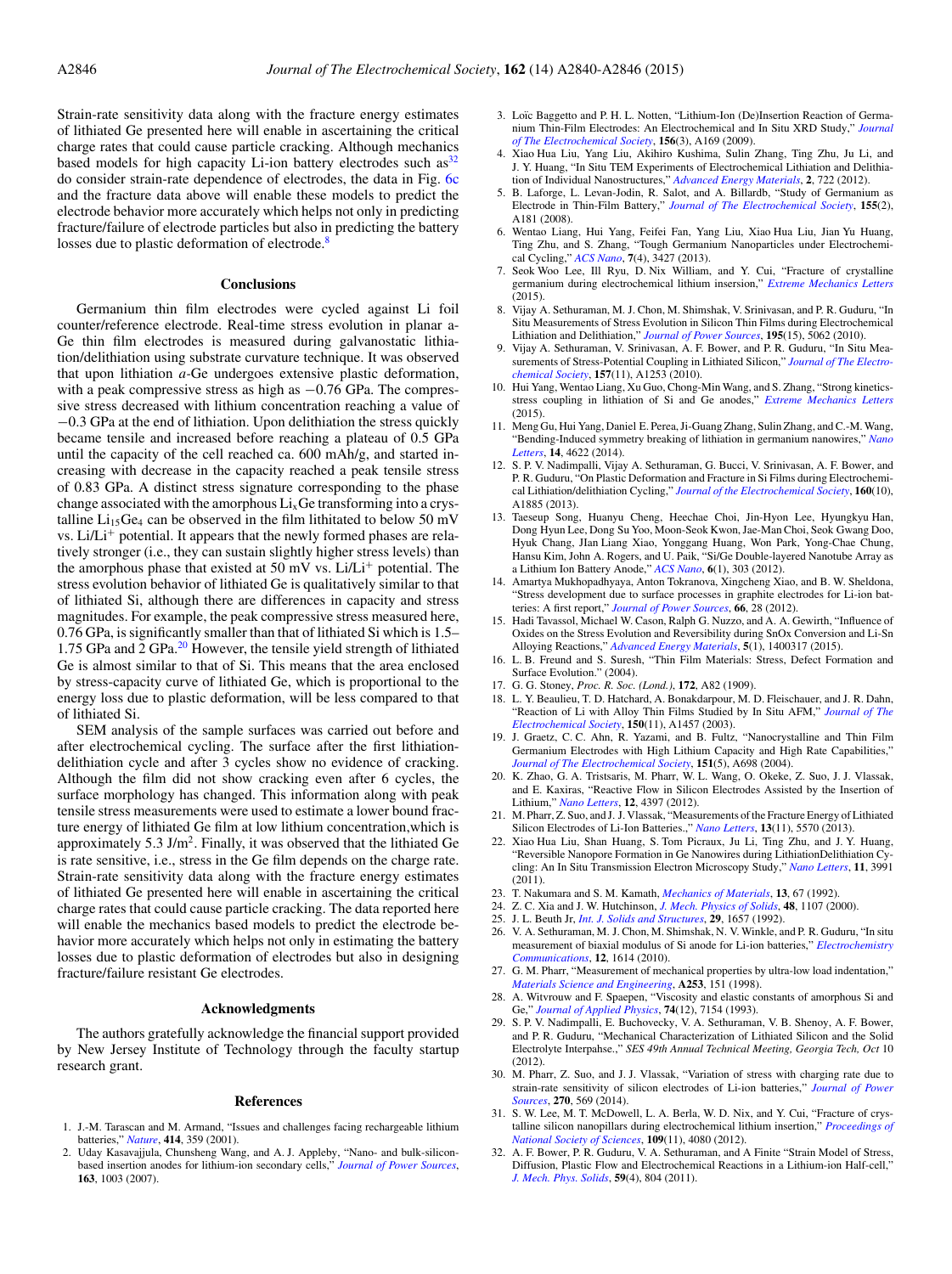Strain-rate sensitivity data along with the fracture energy estimates of lithiated Ge presented here will enable in ascertaining the critical charge rates that could cause particle cracking. Although mechanics based models for high capacity Li-ion battery electrodes such as[32] do consider strain-rate dependence of electrodes, the data in Fig. 6c and the fracture data above will enable these models to predict the electrode behavior more accurately which helps not only in predicting fracture/failure of electrode particles but also in predicting the battery losses due to plastic deformation of electrode.[8]

## Conclusions

Germanium thin film electrodes were cycled against Li foil counter/reference electrode. Real-time stress evolution in planar a-Ge thin film electrodes is measured during galvanostatic lithiation/delithiation using substrate curvature technique. It was observed that upon lithiation *a*-Ge undergoes extensive plastic deformation, with a peak compressive stress as high as −0.76 GPa. The compressive stress decreased with lithium concentration reaching a value of −0.3 GPa at the end of lithiation. Upon delithiation the stress quickly became tensile and increased before reaching a plateau of 0.5 GPa until the capacity of the cell reached ca. 600 mAh/g, and started increasing with decrease in the capacity reached a peak tensile stress of 0.83 GPa. A distinct stress signature corresponding to the phase change associated with the amorphous $Li_xGe$ transforming into a crystalline $Li_{15}Ge_4$ can be observed in the film lithitated to below 50 mV vs. $Li/Li^+$ potential. It appears that the newly formed phases are relatively stronger (i.e., they can sustain slightly higher stress levels) than the amorphous phase that existed at 50 mV vs. $Li/Li^+$ potential. The stress evolution behavior of lithiated Ge is qualitatively similar to that of lithiated Si, although there are differences in capacity and stress magnitudes. For example, the peak compressive stress measured here, 0.76 GPa, is significantly smaller than that of lithiated Si which is 1.5–1.75 GPa and 2 GPa.[20] However, the tensile yield strength of lithiated Ge is almost similar to that of Si. This means that the area enclosed by stress-capacity curve of lithiated Ge, which is proportional to the energy loss due to plastic deformation, will be less compared to that of lithiated Si.

SEM analysis of the sample surfaces was carried out before and after electrochemical cycling. The surface after the first lithiation-delithiation cycle and after 3 cycles show no evidence of cracking. Although the film did not show cracking even after 6 cycles, the surface morphology has changed. This information along with peak tensile stress measurements were used to estimate a lower bound fracture energy of lithiated Ge film at low lithium concentration,which is approximately 5.3 J/m$^2$. Finally, it was observed that the lithiated Ge is rate sensitive, i.e., stress in the Ge film depends on the charge rate. Strain-rate sensitivity data along with the fracture energy estimates of lithiated Ge presented here will enable in ascertaining the critical charge rates that could cause particle cracking. The data reported here will enable the mechanics based models to predict the electrode behavior more accurately which helps not only in estimating the battery losses due to plastic deformation of electrodes but also in designing fracture/failure resistant Ge electrodes.

## Acknowledgments

The authors gratefully acknowledge the financial support provided by New Jersey Institute of Technology through the faculty startup research grant.

## References

1. J.-M. Tarascan and M. Armand, "Issues and challenges facing rechargeable lithium batteries," *Nature*, **414**, 359 (2001).
2. Uday Kasavajjula, Chunsheng Wang, and A. J. Appleby, "Nano- and bulk-silicon-based insertion anodes for lithium-ion secondary cells," *Journal of Power Sources*, **163**, 1003 (2007).
3. Loïc Baggetto and P. H. L. Notten, "Lithium-Ion (De)Insertion Reaction of Germanium Thin-Film Electrodes: An Electrochemical and In Situ XRD Study," *Journal of The Electrochemical Society*, **156**(3), A169 (2009).
4. Xiao Hua Liu, Yang Liu, Akihiro Kushima, Sulin Zhang, Ting Zhu, Ju Li, and J. Y. Huang, "In Situ TEM Experiments of Electrochemical Lithiation and Delithiation of Individual Nanostructures," *Advanced Energy Materials*, **2**, 722 (2012).
5. B. Laforge, L. Levan-Jodin, R. Salot, and A. Billardb, "Study of Germanium as Electrode in Thin-Film Battery," *Journal of The Electrochemical Society*, **155**(2), A181 (2008).
6. Wentao Liang, Hui Yang, Feifei Fan, Yang Liu, Xiao Hua Liu, Jian Yu Huang, Ting Zhu, and S. Zhang, "Tough Germanium Nanoparticles under Electrochemical Cycling," *ACS Nano*, **7**(4), 3427 (2013).
7. Seok Woo Lee, Ill Ryu, D. Nix William, and Y. Cui, "Fracture of crystalline germanium during electrochemical lithium insersion," *Extreme Mechanics Letters* (2015).
8. Vijay A. Sethuraman, M. J. Chon, M. Shimshak, V. Srinivasan, and P. R. Guduru, "In Situ Measurements of Stress Evolution in Silicon Thin Films during Electrochemical Lithiation and Delithiation," *Journal of Power Sources*, **195**(15), 5062 (2010).
9. Vijay A. Sethuraman, V. Srinivasan, A. F. Bower, and P. R. Guduru, "In Situ Measurements of Stress-Potential Coupling in Lithiated Silicon," *Journal of The Electrochemical Society*, **157**(11), A1253 (2010).
10. Hui Yang, Wentao Liang, Xu Guo, Chong-Min Wang, and S. Zhang, "Strong kinetics-stress coupling in lithiation of Si and Ge anodes," *Extreme Mechanics Letters* (2015).
11. Meng Gu, Hui Yang, Daniel E. Perea, Ji-Guang Zhang, Sulin Zhang, and C.-M. Wang, "Bending-Induced symmetry breaking of lithiation in germanium nanowires," *Nano Letters*, **14**, 4622 (2014).
12. S. P. V. Nadimpalli, Vijay A. Sethuraman, G. Bucci, V. Srinivasan, A. F. Bower, and P. R. Guduru, "On Plastic Deformation and Fracture in Si Films during Electrochemical Lithiation/delithiation Cycling," *Journal of the Electrochemical Society*, **160**(10), A1885 (2013).
13. Taeseup Song, Huanyu Cheng, Heechae Choi, Jin-Hyon Lee, Hyungkyu Han, Dong Hyun Lee, Dong Su Yoo, Moon-Seok Kwon, Jae-Man Choi, Seok Gwang Doo, Hyuk Chang, JIan Liang Xiao, Yonggang Huang, Won Park, Yong-Chae Chung, Hansu Kim, John A. Rogers, and U. Paik, "Si/Ge Double-layered Nanotube Array as a Lithium Ion Battery Anode," *ACS Nano*, **6**(1), 303 (2012).
14. Amartya Mukhopadhyaya, Anton Tokranova, Xingcheng Xiao, and B. W. Sheldona, "Stress development due to surface processes in graphite electrodes for Li-ion batteries: A first report," *Journal of Power Sources*, **66**, 28 (2012).
15. Hadi Tavassol, Michael W. Cason, Ralph G. Nuzzo, and A. A. Gewirth, "Influence of Oxides on the Stress Evolution and Reversibility during SnOx Conversion and Li-Sn Alloying Reactions," *Advanced Energy Materials*, **5**(1), 1400317 (2015).
16. L. B. Freund and S. Suresh, "Thin Film Materials: Stress, Defect Formation and Surface Evolution." (2004).
17. G. G. Stoney, *Proc. R. Soc. (Lond.)*, **172**, A82 (1909).
18. L. Y. Beaulieu, T. D. Hatchard, A. Bonakdarpour, M. D. Fleischauer, and J. R. Dahn, "Reaction of Li with Alloy Thin Films Studied by In Situ AFM," *Journal of The Electrochemical Society*, **150**(11), A1457 (2003).
19. J. Graetz, C. C. Ahn, R. Yazami, and B. Fultz, "Nanocrystalline and Thin Film Germanium Electrodes with High Lithium Capacity and High Rate Capabilities," *Journal of The Electrochemical Society*, **151**(5), A698 (2004).
20. K. Zhao, G. A. Tritsaris, M. Pharr, W. L. Wang, O. Okeke, Z. Suo, J. J. Vlassak, and E. Kaxiras, "Reactive Flow in Silicon Electrodes Assisted by the Insertion of Lithium," *Nano Letters*, **12**, 4397 (2012).
21. M. Pharr, Z. Suo, and J. J. Vlassak, "Measurements of the Fracture Energy of Lithiated Silicon Electrodes of Li-Ion Batteries.," *Nano Letters*, **13**(11), 5570 (2013).
22. Xiao Hua Liu, Shan Huang, S. Tom Picraux, Ju Li, Ting Zhu, and J. Y. Huang, "Reversible Nanopore Formation in Ge Nanowires during LithiationDelithiation Cycling: An In Situ Transmission Electron Microscopy Study," *Nano Letters*, **11**, 3991 (2011).
23. T. Nakumara and S. M. Kamath, *Mechanics of Materials*, **13**, 67 (1992).
24. Z. C. Xia and J. W. Hutchinson, *J. Mech. Physics of Solids*, **48**, 1107 (2000).
25. J. L. Beuth Jr, *Int. J. Solids and Structures*, **29**, 1657 (1992).
26. V. A. Sethuraman, M. J. Chon, M. Shimshak, N. V. Winkle, and P. R. Guduru, "In situ measurement of biaxial modulus of Si anode for Li-ion batteries," *Electrochemistry Communications*, **12**, 1614 (2010).
27. G. M. Pharr, "Measurement of mechanical properties by ultra-low load indentation," *Materials Science and Engineering*, **A253**, 151 (1998).
28. A. Witvrouw and F. Spaepen, "Viscosity and elastic constants of amorphous Si and Ge," *Journal of Applied Physics*, **74**(12), 7154 (1993).
29. S. P. V. Nadimpalli, E. Buchovecky, V. A. Sethuraman, V. B. Shenoy, A. F. Bower, and P. R. Guduru, "Mechanical Characterization of Lithiated Silicon and the Solid Electrolyte Interpahse.," *SES 49th Annual Technical Meeting, Georgia Tech, Oct 10* (2012).
30. M. Pharr, Z. Suo, and J. J. Vlassak, "Variation of stress with charging rate due to strain-rate sensitivity of silicon electrodes of Li-ion batteries," *Journal of Power Sources*, **270**, 569 (2014).
31. S. W. Lee, M. T. McDowell, L. A. Berla, W. D. Nix, and Y. Cui, "Fracture of crystalline silicon nanopillars during electrochemical lithium insertion," *Proceedings of National Society of Sciences*, **109**(11), 4080 (2012).
32. A. F. Bower, P. R. Guduru, V. A. Sethuraman, and A Finite "Strain Model of Stress, Diffusion, Plastic Flow and Electrochemical Reactions in a Lithium-ion Half-cell," *J. Mech. Phys. Solids*, **59**(4), 804 (2011).